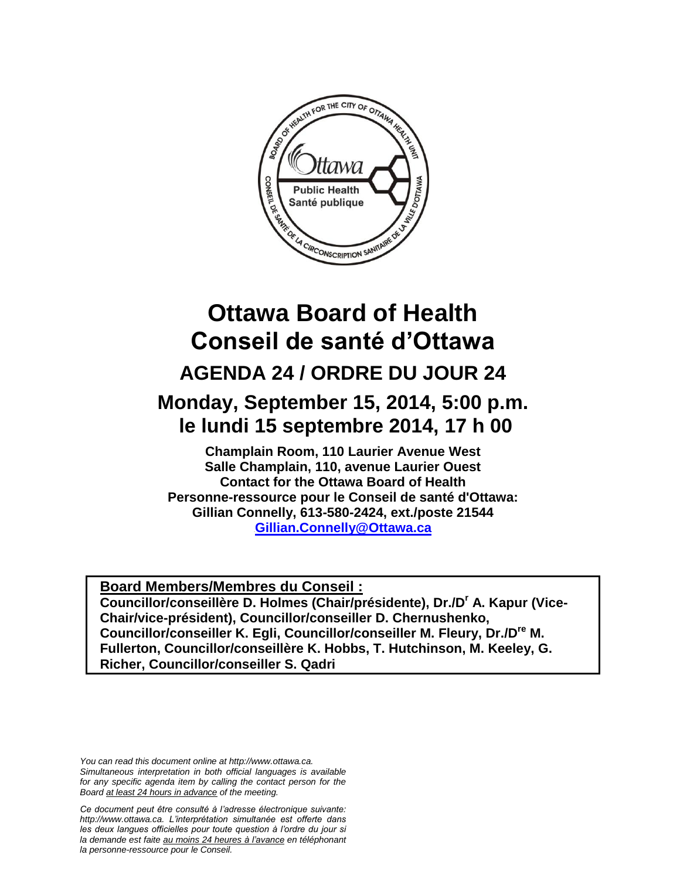# Ottawa Board of Health
# Conseil de santé d'Ottawa

## AGENDA 24 / ORDRE DU JOUR 24

## Monday, September 15, 2014, 5:00 p.m.
## le lundi 15 septembre 2014, 17 h 00

**Champlain Room, 110 Laurier Avenue West**
**Salle Champlain, 110, avenue Laurier Ouest**
**Contact for the Ottawa Board of Health**
**Personne-ressource pour le Conseil de santé d'Ottawa:**
**Gillian Connelly, 613-580-2424, ext./poste 21544**
**Gillian.Connelly@Ottawa.ca**

**Board Members/Membres du Conseil :**
**Councillor/conseillère D. Holmes (Chair/présidente), Dr./Dr A. Kapur (Vice-Chair/vice-président), Councillor/conseiller D. Chernushenko, Councillor/conseiller K. Egli, Councillor/conseiller M. Fleury, Dr./Dre M. Fullerton, Councillor/conseillère K. Hobbs, T. Hutchinson, M. Keeley, G. Richer, Councillor/conseiller S. Qadri**

*You can read this document online at http://www.ottawa.ca. Simultaneous interpretation in both official languages is available for any specific agenda item by calling the contact person for the Board at least 24 hours in advance of the meeting.*

*Ce document peut être consulté à l'adresse électronique suivante: http://www.ottawa.ca. L'interprétation simultanée est offerte dans les deux langues officielles pour toute question à l'ordre du jour si la demande est faite au moins 24 heures à l'avance en téléphonant la personne-ressource pour le Conseil.*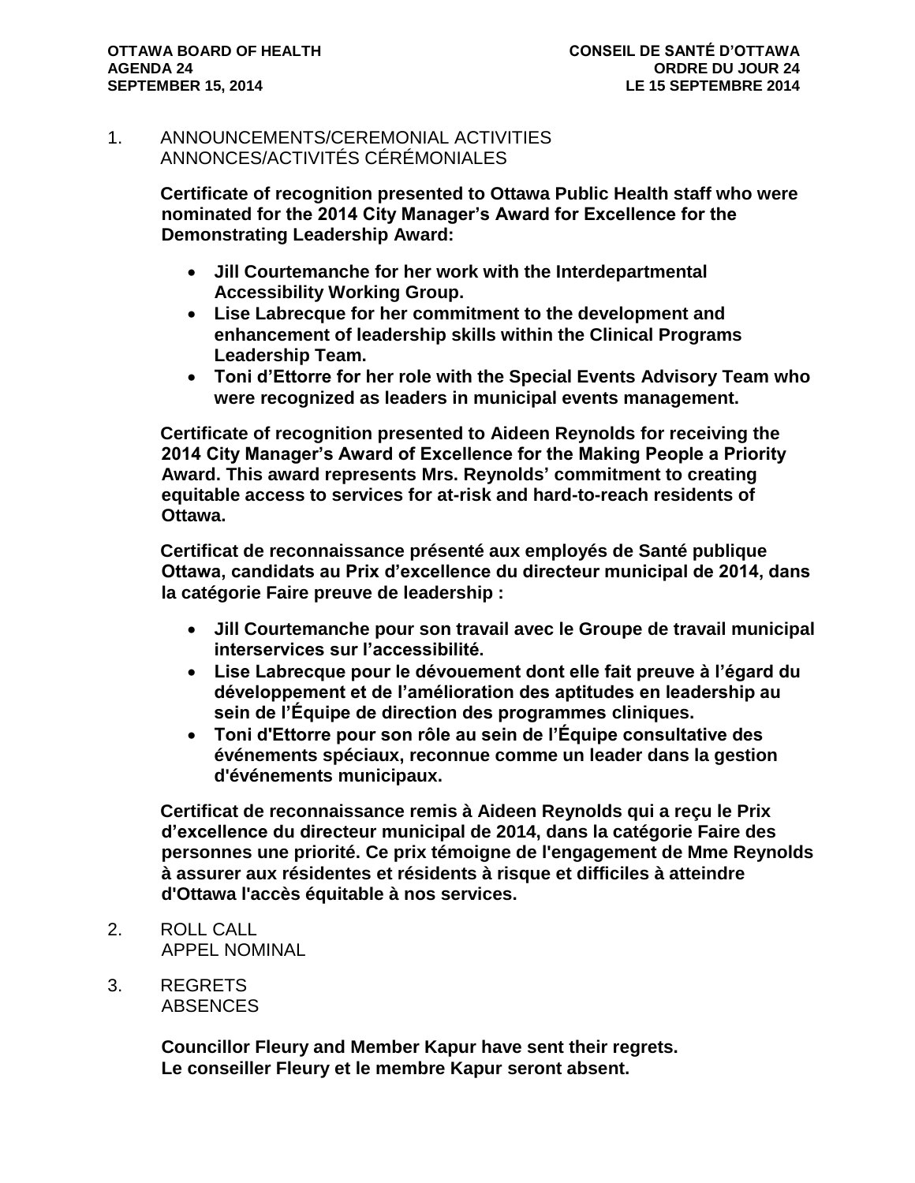1. ANNOUNCEMENTS/CEREMONIAL ACTIVITIES
   ANNONCES/ACTIVITÉS CÉRÉMONIALES

   **Certificate of recognition presented to Ottawa Public Health staff who were nominated for the 2014 City Manager's Award for Excellence for the Demonstrating Leadership Award:**

   - **Jill Courtemanche for her work with the Interdepartmental Accessibility Working Group.**
   - **Lise Labrecque for her commitment to the development and enhancement of leadership skills within the Clinical Programs Leadership Team.**
   - **Toni d'Ettorre for her role with the Special Events Advisory Team who were recognized as leaders in municipal events management.**

   **Certificate of recognition presented to Aideen Reynolds for receiving the 2014 City Manager's Award of Excellence for the Making People a Priority Award. This award represents Mrs. Reynolds' commitment to creating equitable access to services for at-risk and hard-to-reach residents of Ottawa.**

   **Certificat de reconnaissance présenté aux employés de Santé publique Ottawa, candidats au Prix d'excellence du directeur municipal de 2014, dans la catégorie Faire preuve de leadership :**

   - **Jill Courtemanche pour son travail avec le Groupe de travail municipal interservices sur l'accessibilité.**
   - **Lise Labrecque pour le dévouement dont elle fait preuve à l'égard du développement et de l'amélioration des aptitudes en leadership au sein de l'Équipe de direction des programmes cliniques.**
   - **Toni d'Ettorre pour son rôle au sein de l'Équipe consultative des événements spéciaux, reconnue comme un leader dans la gestion d'événements municipaux.**

   **Certificat de reconnaissance remis à Aideen Reynolds qui a reçu le Prix d'excellence du directeur municipal de 2014, dans la catégorie Faire des personnes une priorité. Ce prix témoigne de l'engagement de Mme Reynolds à assurer aux résidentes et résidents à risque et difficiles à atteindre d'Ottawa l'accès équitable à nos services.**

2. ROLL CALL
   APPEL NOMINAL

3. REGRETS
   ABSENCES

   **Councillor Fleury and Member Kapur have sent their regrets.**
   **Le conseiller Fleury et le membre Kapur seront absent.**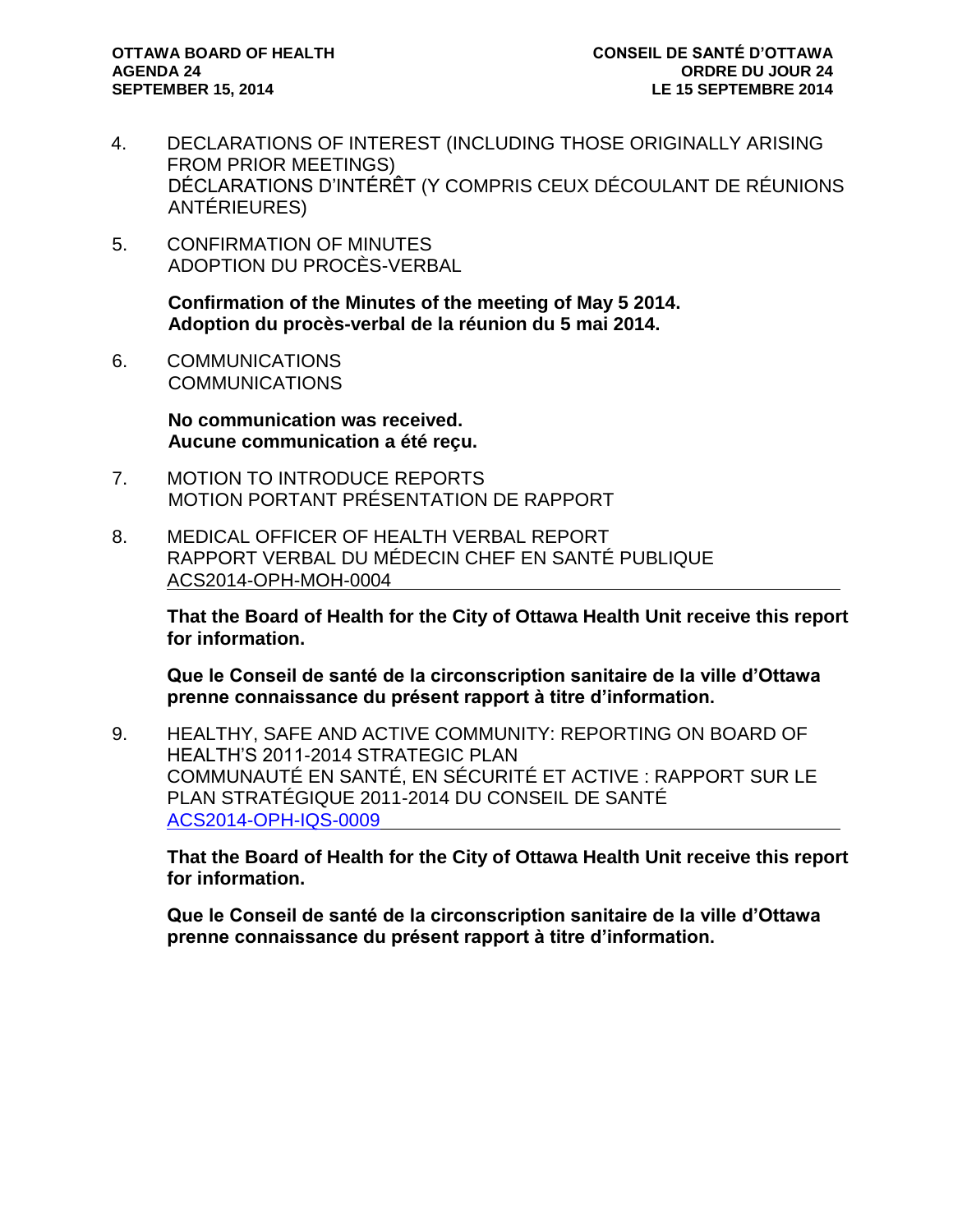4. DECLARATIONS OF INTEREST (INCLUDING THOSE ORIGINALLY ARISING FROM PRIOR MEETINGS)
   DÉCLARATIONS D'INTÉRÊT (Y COMPRIS CEUX DÉCOULANT DE RÉUNIONS ANTÉRIEURES)

5. CONFIRMATION OF MINUTES
   ADOPTION DU PROCÈS-VERBAL

   **Confirmation of the Minutes of the meeting of May 5 2014.**
   **Adoption du procès-verbal de la réunion du 5 mai 2014.**

6. COMMUNICATIONS
   COMMUNICATIONS

   **No communication was received.**
   **Aucune communication a été reçu.**

7. MOTION TO INTRODUCE REPORTS
   MOTION PORTANT PRÉSENTATION DE RAPPORT

8. MEDICAL OFFICER OF HEALTH VERBAL REPORT
   RAPPORT VERBAL DU MÉDECIN CHEF EN SANTÉ PUBLIQUE
   ACS2014-OPH-MOH-0004

   **That the Board of Health for the City of Ottawa Health Unit receive this report for information.**

   **Que le Conseil de santé de la circonscription sanitaire de la ville d'Ottawa prenne connaissance du présent rapport à titre d'information.**

9. HEALTHY, SAFE AND ACTIVE COMMUNITY: REPORTING ON BOARD OF HEALTH'S 2011-2014 STRATEGIC PLAN
   COMMUNAUTÉ EN SANTÉ, EN SÉCURITÉ ET ACTIVE : RAPPORT SUR LE PLAN STRATÉGIQUE 2011-2014 DU CONSEIL DE SANTÉ
   ACS2014-OPH-IQS-0009

   **That the Board of Health for the City of Ottawa Health Unit receive this report for information.**

   **Que le Conseil de santé de la circonscription sanitaire de la ville d'Ottawa prenne connaissance du présent rapport à titre d'information.**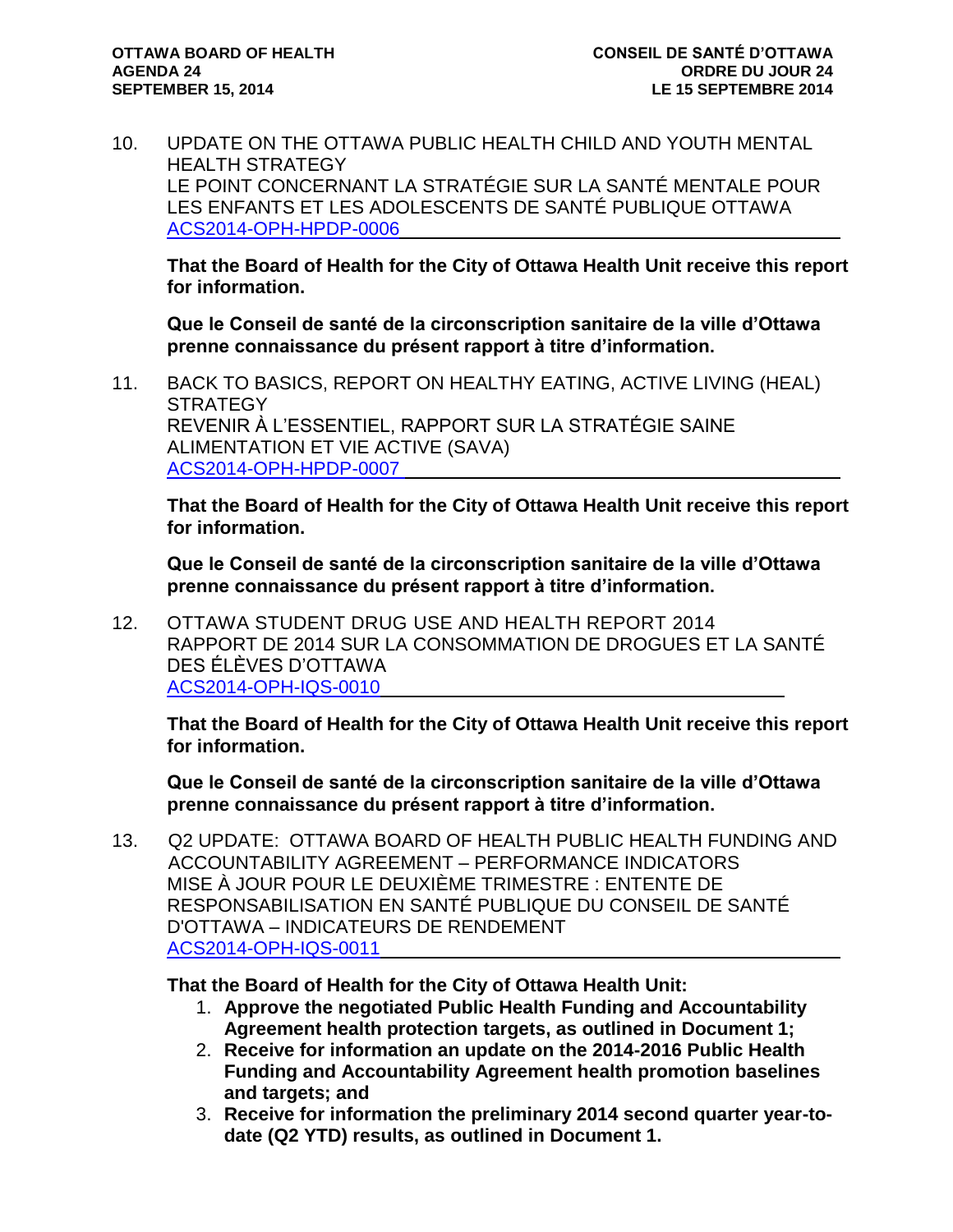10. UPDATE ON THE OTTAWA PUBLIC HEALTH CHILD AND YOUTH MENTAL HEALTH STRATEGY
    LE POINT CONCERNANT LA STRATÉGIE SUR LA SANTÉ MENTALE POUR LES ENFANTS ET LES ADOLESCENTS DE SANTÉ PUBLIQUE OTTAWA
    ACS2014-OPH-HPDP-0006

    **That the Board of Health for the City of Ottawa Health Unit receive this report for information.**

    **Que le Conseil de santé de la circonscription sanitaire de la ville d'Ottawa prenne connaissance du présent rapport à titre d'information.**

11. BACK TO BASICS, REPORT ON HEALTHY EATING, ACTIVE LIVING (HEAL) STRATEGY
    REVENIR À L'ESSENTIEL, RAPPORT SUR LA STRATÉGIE SAINE ALIMENTATION ET VIE ACTIVE (SAVA)
    ACS2014-OPH-HPDP-0007

    **That the Board of Health for the City of Ottawa Health Unit receive this report for information.**

    **Que le Conseil de santé de la circonscription sanitaire de la ville d'Ottawa prenne connaissance du présent rapport à titre d'information.**

12. OTTAWA STUDENT DRUG USE AND HEALTH REPORT 2014
    RAPPORT DE 2014 SUR LA CONSOMMATION DE DROGUES ET LA SANTÉ DES ÉLÈVES D'OTTAWA
    ACS2014-OPH-IQS-0010

    **That the Board of Health for the City of Ottawa Health Unit receive this report for information.**

    **Que le Conseil de santé de la circonscription sanitaire de la ville d'Ottawa prenne connaissance du présent rapport à titre d'information.**

13. Q2 UPDATE: OTTAWA BOARD OF HEALTH PUBLIC HEALTH FUNDING AND ACCOUNTABILITY AGREEMENT – PERFORMANCE INDICATORS
    MISE À JOUR POUR LE DEUXIÈME TRIMESTRE : ENTENTE DE RESPONSABILISATION EN SANTÉ PUBLIQUE DU CONSEIL DE SANTÉ D'OTTAWA – INDICATEURS DE RENDEMENT
    ACS2014-OPH-IQS-0011

    **That the Board of Health for the City of Ottawa Health Unit:**

    1. **Approve the negotiated Public Health Funding and Accountability Agreement health protection targets, as outlined in Document 1;**
    2. **Receive for information an update on the 2014-2016 Public Health Funding and Accountability Agreement health promotion baselines and targets; and**
    3. **Receive for information the preliminary 2014 second quarter year-to-date (Q2 YTD) results, as outlined in Document 1.**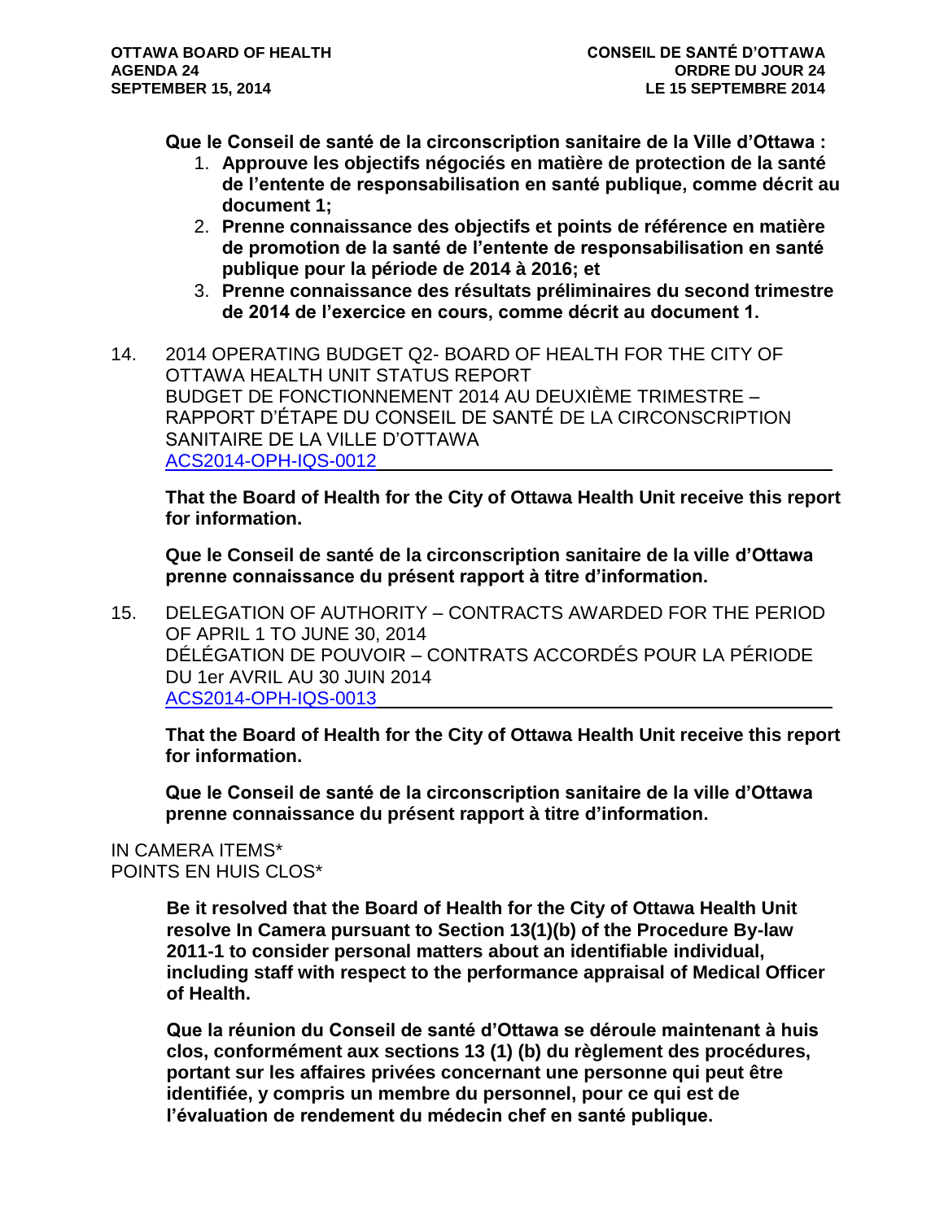**Que le Conseil de santé de la circonscription sanitaire de la Ville d'Ottawa :**

1. **Approuve les objectifs négociés en matière de protection de la santé de l'entente de responsabilisation en santé publique, comme décrit au document 1;**
2. **Prenne connaissance des objectifs et points de référence en matière de promotion de la santé de l'entente de responsabilisation en santé publique pour la période de 2014 à 2016; et**
3. **Prenne connaissance des résultats préliminaires du second trimestre de 2014 de l'exercice en cours, comme décrit au document 1.**

14. 2014 OPERATING BUDGET Q2- BOARD OF HEALTH FOR THE CITY OF OTTAWA HEALTH UNIT STATUS REPORT
BUDGET DE FONCTIONNEMENT 2014 AU DEUXIÈME TRIMESTRE – RAPPORT D'ÉTAPE DU CONSEIL DE SANTÉ DE LA CIRCONSCRIPTION SANITAIRE DE LA VILLE D'OTTAWA
ACS2014-OPH-IQS-0012

**That the Board of Health for the City of Ottawa Health Unit receive this report for information.**

**Que le Conseil de santé de la circonscription sanitaire de la ville d'Ottawa prenne connaissance du présent rapport à titre d'information.**

15. DELEGATION OF AUTHORITY – CONTRACTS AWARDED FOR THE PERIOD OF APRIL 1 TO JUNE 30, 2014
DÉLÉGATION DE POUVOIR – CONTRATS ACCORDÉS POUR LA PÉRIODE DU 1er AVRIL AU 30 JUIN 2014
ACS2014-OPH-IQS-0013

**That the Board of Health for the City of Ottawa Health Unit receive this report for information.**

**Que le Conseil de santé de la circonscription sanitaire de la ville d'Ottawa prenne connaissance du présent rapport à titre d'information.**

IN CAMERA ITEMS*
POINTS EN HUIS CLOS*

**Be it resolved that the Board of Health for the City of Ottawa Health Unit resolve In Camera pursuant to Section 13(1)(b) of the Procedure By-law 2011-1 to consider personal matters about an identifiable individual, including staff with respect to the performance appraisal of Medical Officer of Health.**

**Que la réunion du Conseil de santé d'Ottawa se déroule maintenant à huis clos, conformément aux sections 13 (1) (b) du règlement des procédures, portant sur les affaires privées concernant une personne qui peut être identifiée, y compris un membre du personnel, pour ce qui est de l'évaluation de rendement du médecin chef en santé publique.**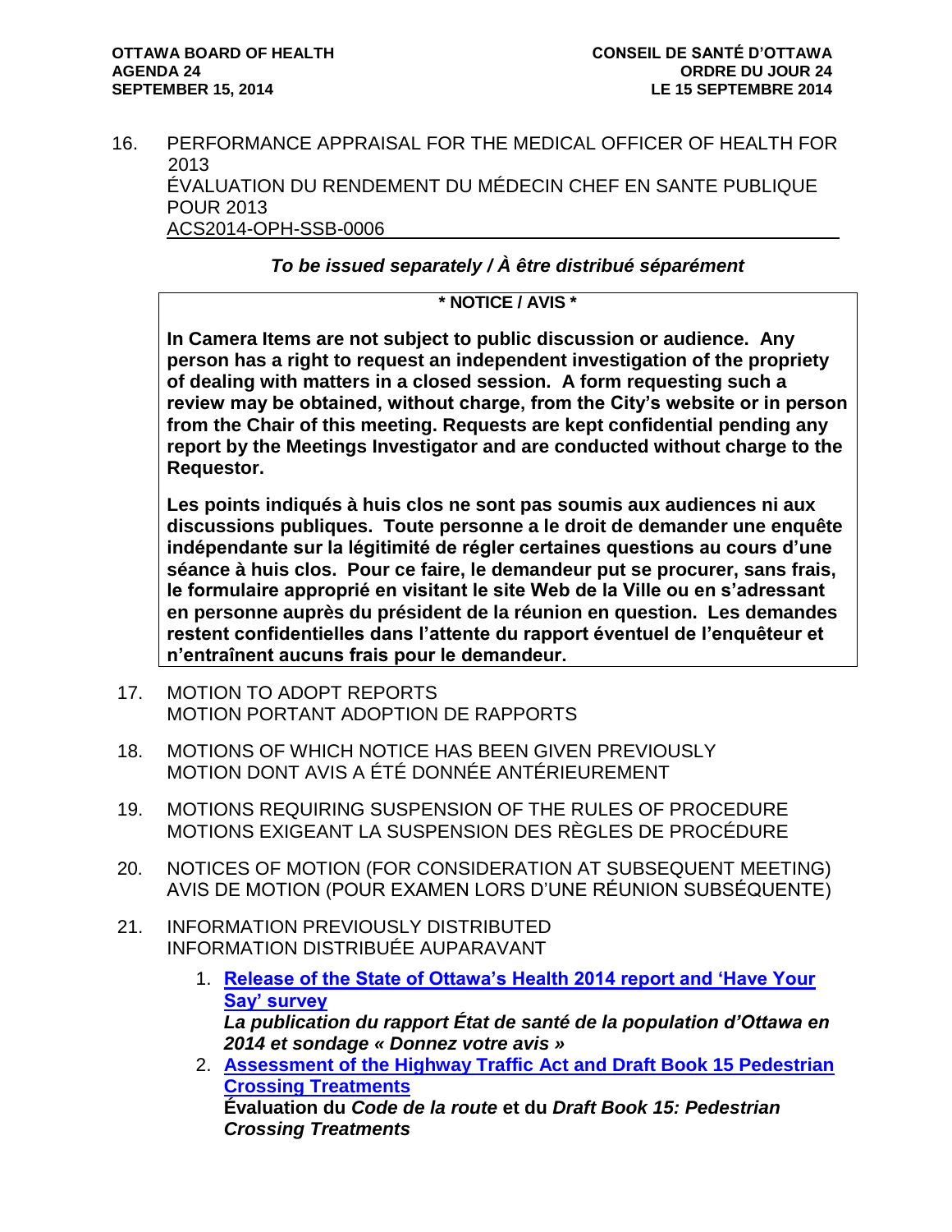16. PERFORMANCE APPRAISAL FOR THE MEDICAL OFFICER OF HEALTH FOR 2013
ÉVALUATION DU RENDEMENT DU MÉDECIN CHEF EN SANTE PUBLIQUE POUR 2013
ACS2014-OPH-SSB-0006

***To be issued separately / À être distribué séparément***

**\* NOTICE / AVIS \***

**In Camera Items are not subject to public discussion or audience. Any person has a right to request an independent investigation of the propriety of dealing with matters in a closed session. A form requesting such a review may be obtained, without charge, from the City's website or in person from the Chair of this meeting. Requests are kept confidential pending any report by the Meetings Investigator and are conducted without charge to the Requestor.**

**Les points indiqués à huis clos ne sont pas soumis aux audiences ni aux discussions publiques. Toute personne a le droit de demander une enquête indépendante sur la légitimité de régler certaines questions au cours d'une séance à huis clos. Pour ce faire, le demandeur put se procurer, sans frais, le formulaire approprié en visitant le site Web de la Ville ou en s'adressant en personne auprès du président de la réunion en question. Les demandes restent confidentielles dans l'attente du rapport éventuel de l'enquêteur et n'entraînent aucuns frais pour le demandeur.**

17. MOTION TO ADOPT REPORTS
MOTION PORTANT ADOPTION DE RAPPORTS

18. MOTIONS OF WHICH NOTICE HAS BEEN GIVEN PREVIOUSLY
MOTION DONT AVIS A ÉTÉ DONNÉE ANTÉRIEUREMENT

19. MOTIONS REQUIRING SUSPENSION OF THE RULES OF PROCEDURE
MOTIONS EXIGEANT LA SUSPENSION DES RÈGLES DE PROCÉDURE

20. NOTICES OF MOTION (FOR CONSIDERATION AT SUBSEQUENT MEETING)
AVIS DE MOTION (POUR EXAMEN LORS D'UNE RÉUNION SUBSÉQUENTE)

21. INFORMATION PREVIOUSLY DISTRIBUTED
INFORMATION DISTRIBUÉE AUPARAVANT

    1. **Release of the State of Ottawa's Health 2014 report and 'Have Your Say' survey**
    ***La publication du rapport État de santé de la population d'Ottawa en 2014 et sondage « Donnez votre avis »***
    2. **Assessment of the Highway Traffic Act and Draft Book 15 Pedestrian Crossing Treatments**
    **Évaluation du *Code de la route* et du *Draft Book 15: Pedestrian Crossing Treatments***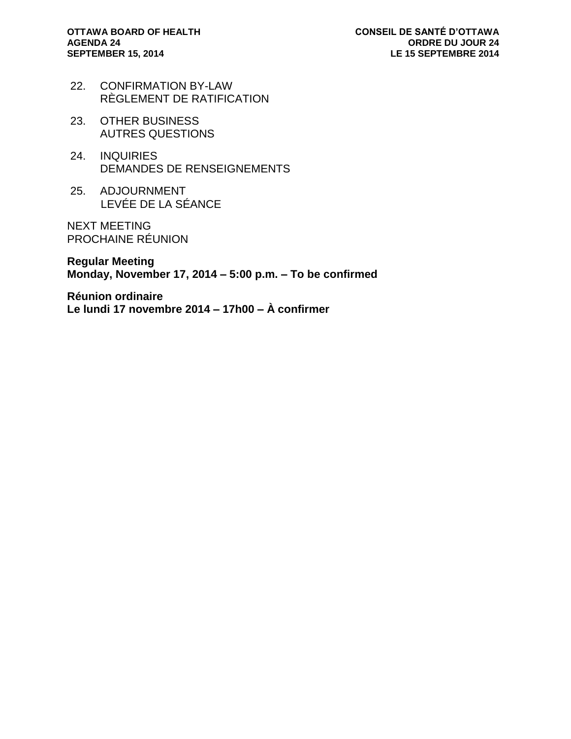22. CONFIRMATION BY-LAW
    RÈGLEMENT DE RATIFICATION

23. OTHER BUSINESS
    AUTRES QUESTIONS

24. INQUIRIES
    DEMANDES DE RENSEIGNEMENTS

25. ADJOURNMENT
    LEVÉE DE LA SÉANCE

NEXT MEETING
PROCHAINE RÉUNION

**Regular Meeting**
**Monday, November 17, 2014 – 5:00 p.m. – To be confirmed**

**Réunion ordinaire**
**Le lundi 17 novembre 2014 – 17h00 – À confirmer**